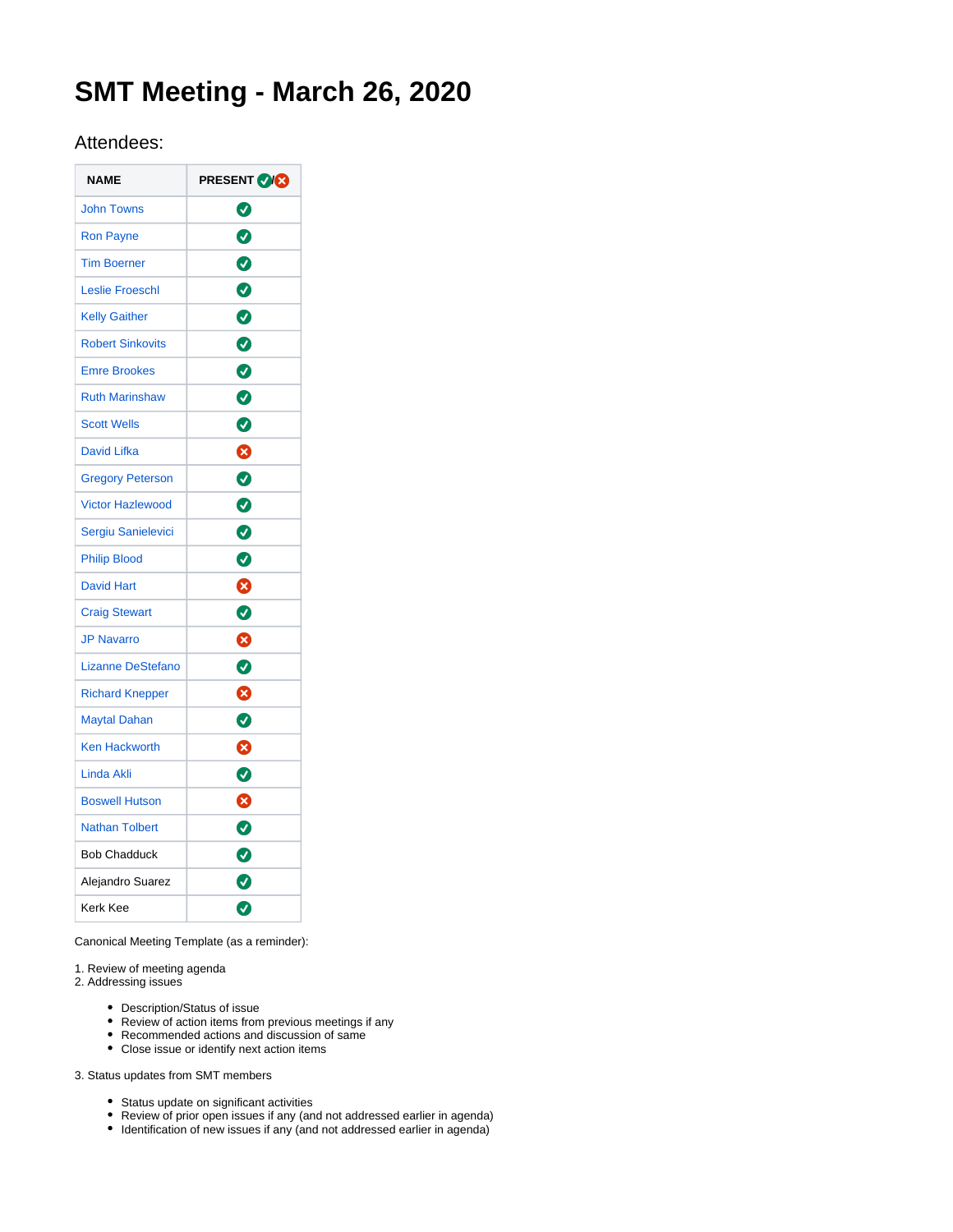# SMT Meeting - March 26, 2020

## Attendees:

| NAME | PRESENT ✅/❌ |
|---|---|
| John Towns | ✅ |
| Ron Payne | ✅ |
| Tim Boerner | ✅ |
| Leslie Froeschl | ✅ |
| Kelly Gaither | ✅ |
| Robert Sinkovits | ✅ |
| Emre Brookes | ✅ |
| Ruth Marinshaw | ✅ |
| Scott Wells | ✅ |
| David Lifka | ❌ |
| Gregory Peterson | ✅ |
| Victor Hazlewood | ✅ |
| Sergiu Sanielevici | ✅ |
| Philip Blood | ✅ |
| David Hart | ❌ |
| Craig Stewart | ✅ |
| JP Navarro | ❌ |
| Lizanne DeStefano | ✅ |
| Richard Knepper | ❌ |
| Maytal Dahan | ✅ |
| Ken Hackworth | ❌ |
| Linda Akli | ✅ |
| Boswell Hutson | ❌ |
| Nathan Tolbert | ✅ |
| Bob Chadduck | ✅ |
| Alejandro Suarez | ✅ |
| Kerk Kee | ✅ |

Canonical Meeting Template (as a reminder):

1. Review of meeting agenda
2. Addressing issues
    - Description/Status of issue
    - Review of action items from previous meetings if any
    - Recommended actions and discussion of same
    - Close issue or identify next action items
3. Status updates from SMT members
    - Status update on significant activities
    - Review of prior open issues if any (and not addressed earlier in agenda)
    - Identification of new issues if any (and not addressed earlier in agenda)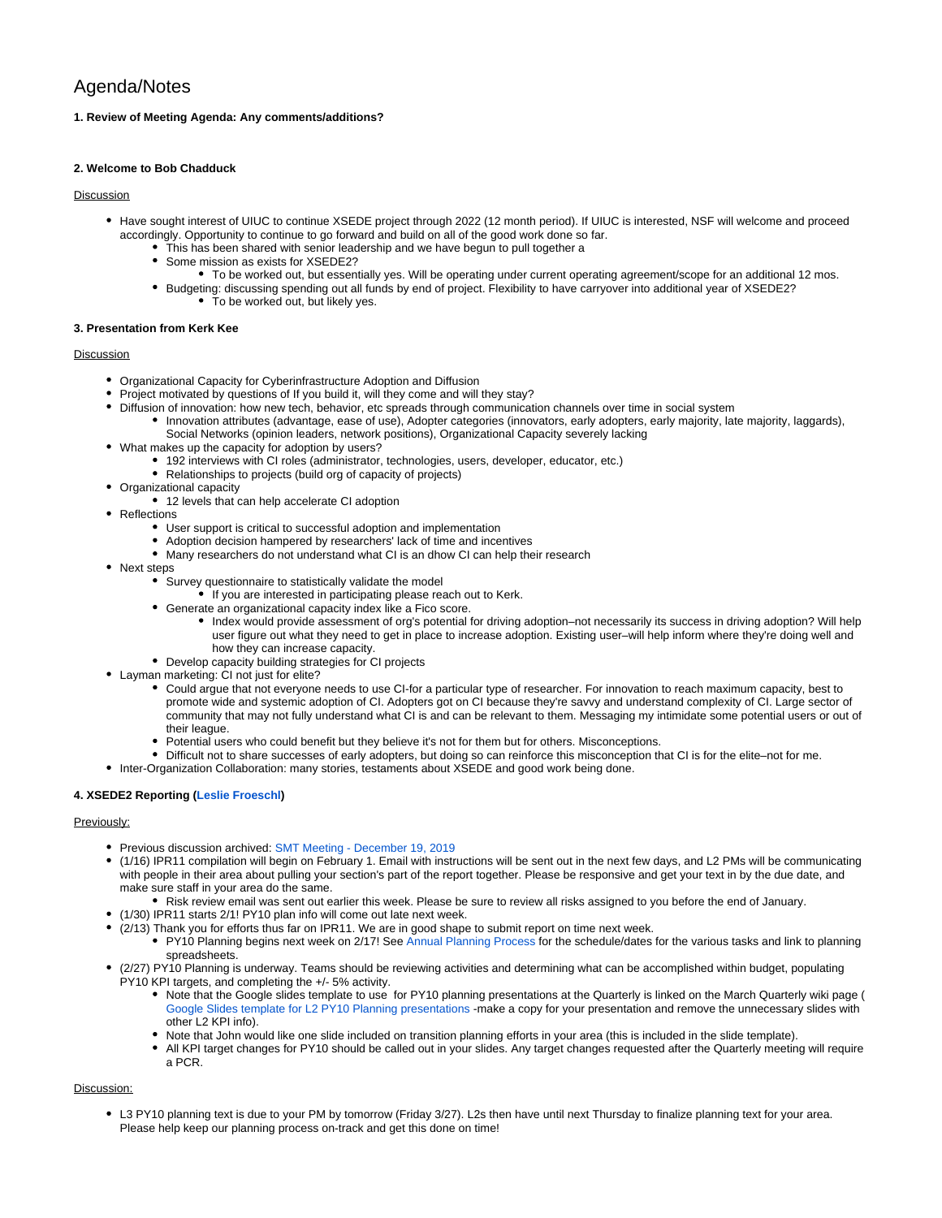# Agenda/Notes

**1. Review of Meeting Agenda: Any comments/additions?**

**2. Welcome to Bob Chadduck**

Discussion

- Have sought interest of UIUC to continue XSEDE project through 2022 (12 month period). If UIUC is interested, NSF will welcome and proceed accordingly. Opportunity to continue to go forward and build on all of the good work done so far.
  - This has been shared with senior leadership and we have begun to pull together a
  - Some mission as exists for XSEDE2?
    - To be worked out, but essentially yes. Will be operating under current operating agreement/scope for an additional 12 mos.
  - Budgeting: discussing spending out all funds by end of project. Flexibility to have carryover into additional year of XSEDE2?
    - To be worked out, but likely yes.

**3. Presentation from Kerk Kee**

Discussion

- Organizational Capacity for Cyberinfrastructure Adoption and Diffusion
- Project motivated by questions of If you build it, will they come and will they stay?
- Diffusion of innovation: how new tech, behavior, etc spreads through communication channels over time in social system
  - Innovation attributes (advantage, ease of use), Adopter categories (innovators, early adopters, early majority, late majority, laggards), Social Networks (opinion leaders, network positions), Organizational Capacity severely lacking
- What makes up the capacity for adoption by users?
  - 192 interviews with CI roles (administrator, technologies, users, developer, educator, etc.)
  - Relationships to projects (build org of capacity of projects)
- Organizational capacity
  - 12 levels that can help accelerate CI adoption
- Reflections
  - User support is critical to successful adoption and implementation
  - Adoption decision hampered by researchers' lack of time and incentives
  - Many researchers do not understand what CI is an dhow CI can help their research
- Next steps
  - Survey questionnaire to statistically validate the model
    - If you are interested in participating please reach out to Kerk.
  - Generate an organizational capacity index like a Fico score.
    - Index would provide assessment of org's potential for driving adoption–not necessarily its success in driving adoption? Will help user figure out what they need to get in place to increase adoption. Existing user–will help inform where they're doing well and how they can increase capacity.
  - Develop capacity building strategies for CI projects
- Layman marketing: CI not just for elite?
  - Could argue that not everyone needs to use CI-for a particular type of researcher. For innovation to reach maximum capacity, best to promote wide and systemic adoption of CI. Adopters got on CI because they're savvy and understand complexity of CI. Large sector of community that may not fully understand what CI is and can be relevant to them. Messaging my intimidate some potential users or out of their league.
  - Potential users who could benefit but they believe it's not for them but for others. Misconceptions.
  - Difficult not to share successes of early adopters, but doing so can reinforce this misconception that CI is for the elite–not for me.
- Inter-Organization Collaboration: many stories, testaments about XSEDE and good work being done.

**4. XSEDE2 Reporting (Leslie Froeschl)**

Previously:

- Previous discussion archived: SMT Meeting - December 19, 2019
- (1/16) IPR11 compilation will begin on February 1. Email with instructions will be sent out in the next few days, and L2 PMs will be communicating with people in their area about pulling your section's part of the report together. Please be responsive and get your text in by the due date, and make sure staff in your area do the same.
  - Risk review email was sent out earlier this week. Please be sure to review all risks assigned to you before the end of January.
- (1/30) IPR11 starts 2/1! PY10 plan info will come out late next week.
- (2/13) Thank you for efforts thus far on IPR11. We are in good shape to submit report on time next week.
  - PY10 Planning begins next week on 2/17! See Annual Planning Process for the schedule/dates for the various tasks and link to planning spreadsheets.
- (2/27) PY10 Planning is underway. Teams should be reviewing activities and determining what can be accomplished within budget, populating PY10 KPI targets, and completing the +/- 5% activity.
  - Note that the Google slides template to use for PY10 planning presentations at the Quarterly is linked on the March Quarterly wiki page (Google Slides template for L2 PY10 Planning presentations -make a copy for your presentation and remove the unnecessary slides with other L2 KPI info).
  - Note that John would like one slide included on transition planning efforts in your area (this is included in the slide template).
  - All KPI target changes for PY10 should be called out in your slides. Any target changes requested after the Quarterly meeting will require a PCR.

Discussion:

- L3 PY10 planning text is due to your PM by tomorrow (Friday 3/27). L2s then have until next Thursday to finalize planning text for your area. Please help keep our planning process on-track and get this done on time!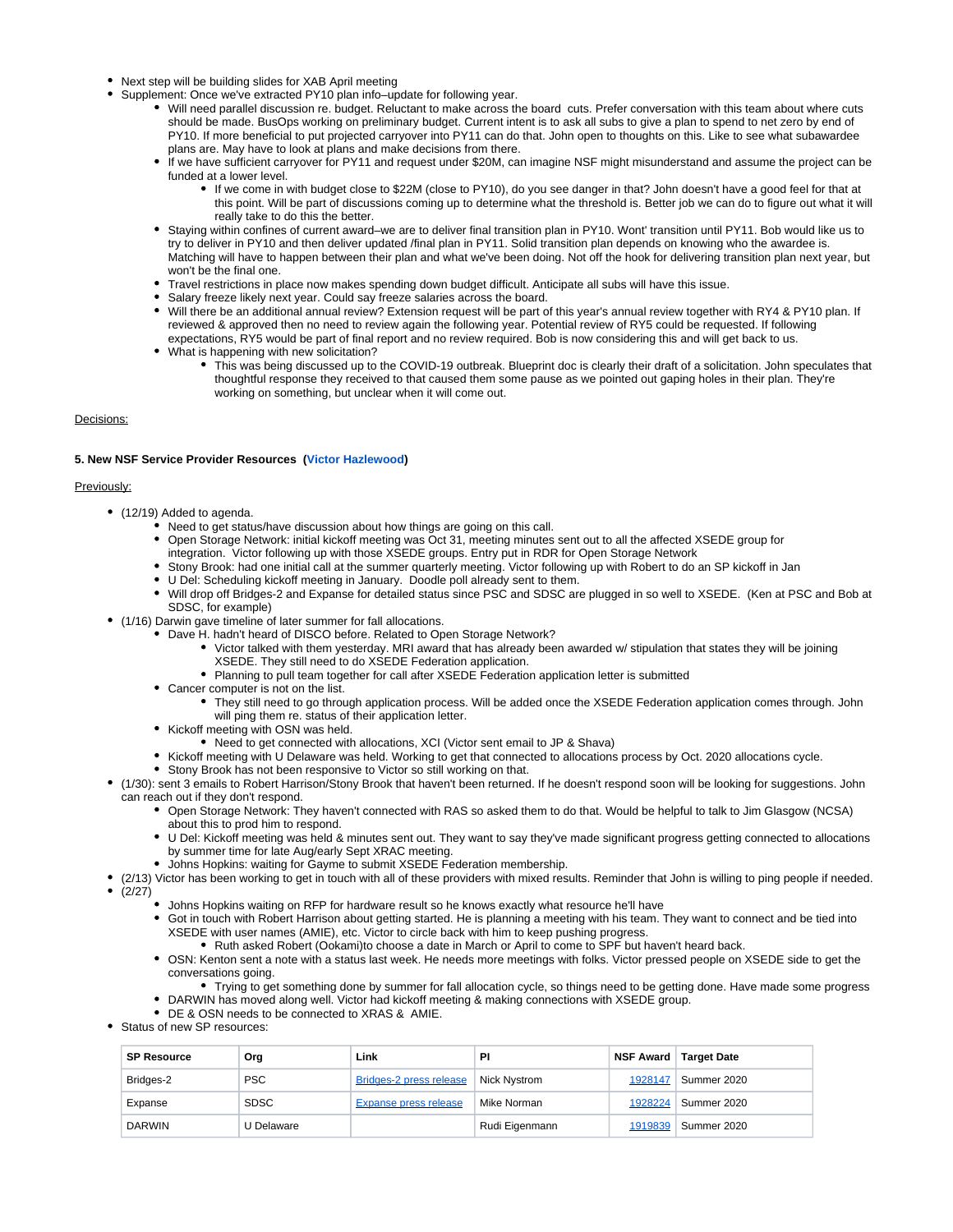- Next step will be building slides for XAB April meeting
- Supplement: Once we've extracted PY10 plan info–update for following year.
  - Will need parallel discussion re. budget. Reluctant to make across the board cuts. Prefer conversation with this team about where cuts should be made. BusOps working on preliminary budget. Current intent is to ask all subs to give a plan to spend to net zero by end of PY10. If more beneficial to put projected carryover into PY11 can do that. John open to thoughts on this. Like to see what subawardee plans are. May have to look at plans and make decisions from there.
  - If we have sufficient carryover for PY11 and request under $20M, can imagine NSF might misunderstand and assume the project can be funded at a lower level.
    - If we come in with budget close to $22M (close to PY10), do you see danger in that? John doesn't have a good feel for that at this point. Will be part of discussions coming up to determine what the threshold is. Better job we can do to figure out what it will really take to do this the better.
  - Staying within confines of current award–we are to deliver final transition plan in PY10. Wont' transition until PY11. Bob would like us to try to deliver in PY10 and then deliver updated /final plan in PY11. Solid transition plan depends on knowing who the awardee is. Matching will have to happen between their plan and what we've been doing. Not off the hook for delivering transition plan next year, but won't be the final one.
  - Travel restrictions in place now makes spending down budget difficult. Anticipate all subs will have this issue.
  - Salary freeze likely next year. Could say freeze salaries across the board.
  - Will there be an additional annual review? Extension request will be part of this year's annual review together with RY4 & PY10 plan. If reviewed & approved then no need to review again the following year. Potential review of RY5 could be requested. If following expectations, RY5 would be part of final report and no review required. Bob is now considering this and will get back to us.
  - What is happening with new solicitation?
    - This was being discussed up to the COVID-19 outbreak. Blueprint doc is clearly their draft of a solicitation. John speculates that thoughtful response they received to that caused them some pause as we pointed out gaping holes in their plan. They're working on something, but unclear when it will come out.

<u>Decisions:</u>

**5. New NSF Service Provider Resources (Victor Hazlewood)**

<u>Previously:</u>

- (12/19) Added to agenda.
  - Need to get status/have discussion about how things are going on this call.
  - Open Storage Network: initial kickoff meeting was Oct 31, meeting minutes sent out to all the affected XSEDE group for integration. Victor following up with those XSEDE groups. Entry put in RDR for Open Storage Network
  - Stony Brook: had one initial call at the summer quarterly meeting. Victor following up with Robert to do an SP kickoff in Jan
  - U Del: Scheduling kickoff meeting in January. Doodle poll already sent to them.
  - Will drop off Bridges-2 and Expanse for detailed status since PSC and SDSC are plugged in so well to XSEDE. (Ken at PSC and Bob at SDSC, for example)
- (1/16) Darwin gave timeline of later summer for fall allocations.
  - Dave H. hadn't heard of DISCO before. Related to Open Storage Network?
    - Victor talked with them yesterday. MRI award that has already been awarded w/ stipulation that states they will be joining XSEDE. They still need to do XSEDE Federation application.
    - Planning to pull team together for call after XSEDE Federation application letter is submitted
  - Cancer computer is not on the list.
    - They still need to go through application process. Will be added once the XSEDE Federation application comes through. John will ping them re. status of their application letter.
  - Kickoff meeting with OSN was held.
    - Need to get connected with allocations, XCI (Victor sent email to JP & Shava)
  - Kickoff meeting with U Delaware was held. Working to get that connected to allocations process by Oct. 2020 allocations cycle.
  - Stony Brook has not been responsive to Victor so still working on that.
- (1/30): sent 3 emails to Robert Harrison/Stony Brook that haven't been returned. If he doesn't respond soon will be looking for suggestions. John can reach out if they don't respond.
  - Open Storage Network: They haven't connected with RAS so asked them to do that. Would be helpful to talk to Jim Glasgow (NCSA) about this to prod him to respond.
  - U Del: Kickoff meeting was held & minutes sent out. They want to say they've made significant progress getting connected to allocations by summer time for late Aug/early Sept XRAC meeting.
  - Johns Hopkins: waiting for Gayme to submit XSEDE Federation membership.
- (2/13) Victor has been working to get in touch with all of these providers with mixed results. Reminder that John is willing to ping people if needed.
- (2/27)
  - Johns Hopkins waiting on RFP for hardware result so he knows exactly what resource he'll have
  - Got in touch with Robert Harrison about getting started. He is planning a meeting with his team. They want to connect and be tied into XSEDE with user names (AMIE), etc. Victor to circle back with him to keep pushing progress.
    - Ruth asked Robert (Ookami)to choose a date in March or April to come to SPF but haven't heard back.
  - OSN: Kenton sent a note with a status last week. He needs more meetings with folks. Victor pressed people on XSEDE side to get the conversations going.
    - Trying to get something done by summer for fall allocation cycle, so things need to be getting done. Have made some progress
  - DARWIN has moved along well. Victor had kickoff meeting & making connections with XSEDE group.
  - DE & OSN needs to be connected to XRAS & AMIE.
- Status of new SP resources:

| SP Resource | Org | Link | PI | NSF Award | Target Date |
|---|---|---|---|---|---|
| Bridges-2 | PSC | Bridges-2 press release | Nick Nystrom | 1928147 | Summer 2020 |
| Expanse | SDSC | Expanse press release | Mike Norman | 1928224 | Summer 2020 |
| DARWIN | U Delaware | | Rudi Eigenmann | 1919839 | Summer 2020 |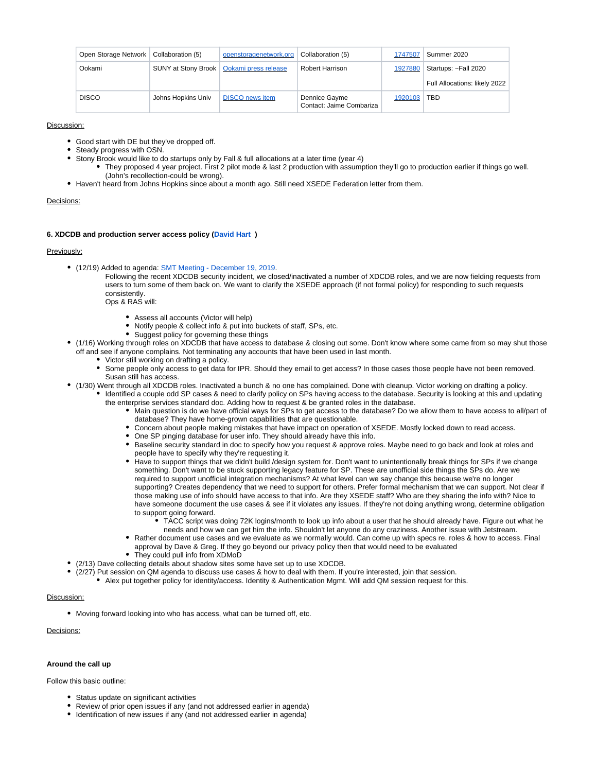| Open Storage Network | Collaboration (5) | openstoragenetwork.org | Collaboration (5) | 1747507 | Summer 2020 |
|---|---|---|---|---|---|
| Ookami | SUNY at Stony Brook | Ookami press release | Robert Harrison | 1927880 | Startups: ~Fall 2020<br><br>Full Allocations: likely 2022 |
| DISCO | Johns Hopkins Univ | DISCO news item | Dennice Gayme<br>Contact: Jaime Combariza | 1920103 | TBD |

Discussion:

- Good start with DE but they've dropped off.
- Steady progress with OSN.
- Stony Brook would like to do startups only by Fall & full allocations at a later time (year 4)
  - They proposed 4 year project. First 2 pilot mode & last 2 production with assumption they'll go to production earlier if things go well. (John's recollection-could be wrong).
- Haven't heard from Johns Hopkins since about a month ago. Still need XSEDE Federation letter from them.

Decisions:

**6. XDCDB and production server access policy (David Hart )**

Previously:

- (12/19) Added to agenda: SMT Meeting - December 19, 2019.
  Following the recent XDCDB security incident, we closed/inactivated a number of XDCDB roles, and we are now fielding requests from users to turn some of them back on. We want to clarify the XSEDE approach (if not formal policy) for responding to such requests consistently.
  Ops & RAS will:
  - Assess all accounts (Victor will help)
  - Notify people & collect info & put into buckets of staff, SPs, etc.
  - Suggest policy for governing these things
- (1/16) Working through roles on XDCDB that have access to database & closing out some. Don't know where some came from so may shut those off and see if anyone complains. Not terminating any accounts that have been used in last month.
  - Victor still working on drafting a policy.
  - Some people only access to get data for IPR. Should they email to get access? In those cases those people have not been removed. Susan still has access.
- (1/30) Went through all XDCDB roles. Inactivated a bunch & no one has complained. Done with cleanup. Victor working on drafting a policy.
  - Identified a couple odd SP cases & need to clarify policy on SPs having access to the database. Security is looking at this and updating the enterprise services standard doc. Adding how to request & be granted roles in the database.
    - Main question is do we have official ways for SPs to get access to the database? Do we allow them to have access to all/part of database? They have home-grown capabilities that are questionable.
    - Concern about people making mistakes that have impact on operation of XSEDE. Mostly locked down to read access.
    - One SP pinging database for user info. They should already have this info.
    - Baseline security standard in doc to specify how you request & approve roles. Maybe need to go back and look at roles and people have to specify why they're requesting it.
    - Have to support things that we didn't build /design system for. Don't want to unintentionally break things for SPs if we change something. Don't want to be stuck supporting legacy feature for SP. These are unofficial side things the SPs do. Are we required to support unofficial integration mechanisms? At what level can we say change this because we're no longer supporting? Creates dependency that we need to support for others. Prefer formal mechanism that we can support. Not clear if those making use of info should have access to that info. Are they XSEDE staff? Who are they sharing the info with? Nice to have someone document the use cases & see if it violates any issues. If they're not doing anything wrong, determine obligation to support going forward.
      - TACC script was doing 72K logins/month to look up info about a user that he should already have. Figure out what he needs and how we can get him the info. Shouldn't let anyone do any craziness. Another issue with Jetstream.
    - Rather document use cases and we evaluate as we normally would. Can come up with specs re. roles & how to access. Final approval by Dave & Greg. If they go beyond our privacy policy then that would need to be evaluated
    - They could pull info from XDMoD
- (2/13) Dave collecting details about shadow sites some have set up to use XDCDB.
- (2/27) Put session on QM agenda to discuss use cases & how to deal with them. If you're interested, join that session.
  - Alex put together policy for identity/access. Identity & Authentication Mgmt. Will add QM session request for this.

Discussion:

- Moving forward looking into who has access, what can be turned off, etc.

Decisions:

**Around the call up**

Follow this basic outline:

- Status update on significant activities
- Review of prior open issues if any (and not addressed earlier in agenda)
- Identification of new issues if any (and not addressed earlier in agenda)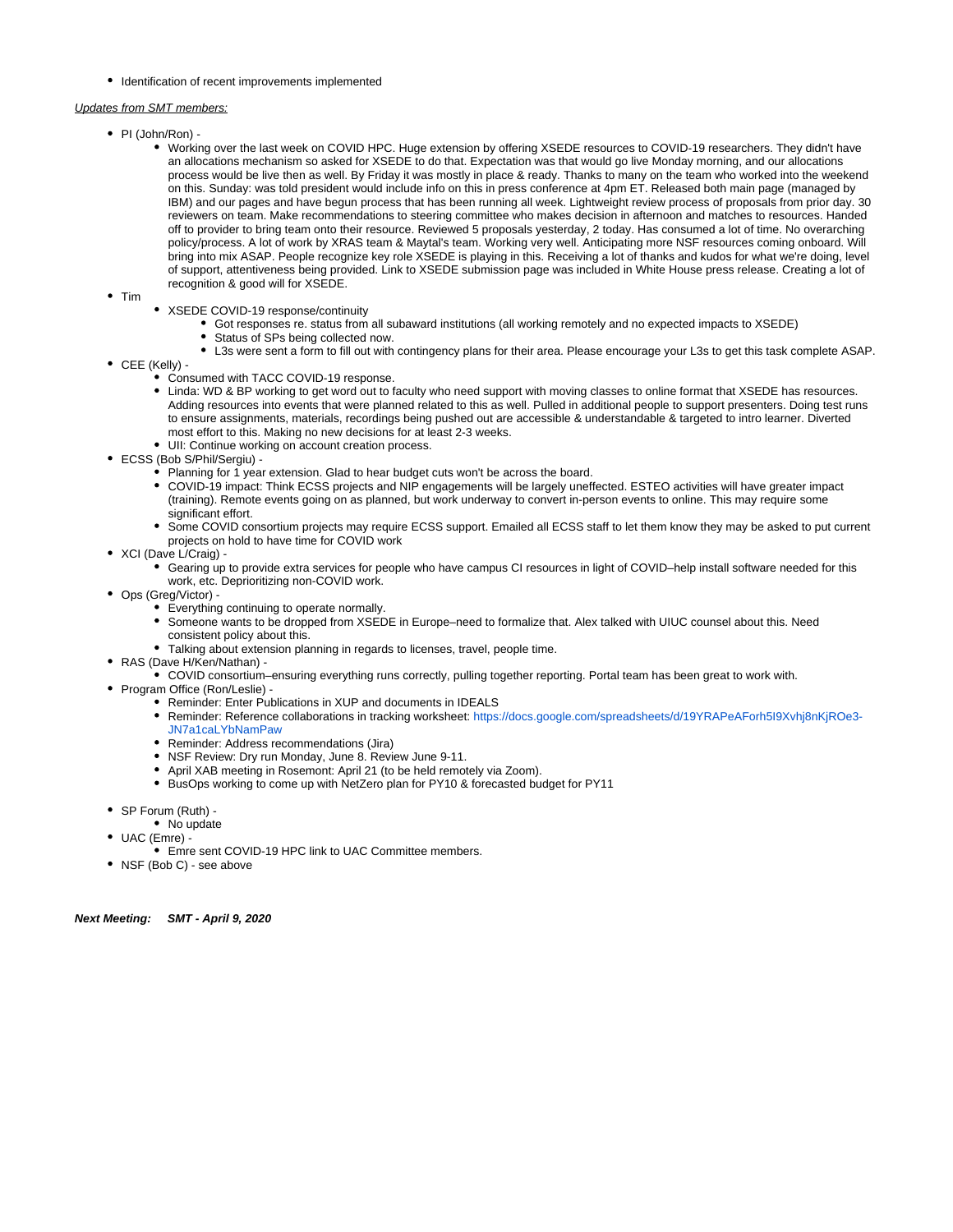- Identification of recent improvements implemented

_Updates from SMT members:_

- PI (John/Ron) -
    - Working over the last week on COVID HPC. Huge extension by offering XSEDE resources to COVID-19 researchers. They didn't have an allocations mechanism so asked for XSEDE to do that. Expectation was that would go live Monday morning, and our allocations process would be live then as well. By Friday it was mostly in place & ready. Thanks to many on the team who worked into the weekend on this. Sunday: was told president would include info on this in press conference at 4pm ET. Released both main page (managed by IBM) and our pages and have begun process that has been running all week. Lightweight review process of proposals from prior day. 30 reviewers on team. Make recommendations to steering committee who makes decision in afternoon and matches to resources. Handed off to provider to bring team onto their resource. Reviewed 5 proposals yesterday, 2 today. Has consumed a lot of time. No overarching policy/process. A lot of work by XRAS team & Maytal's team. Working very well. Anticipating more NSF resources coming onboard. Will bring into mix ASAP. People recognize key role XSEDE is playing in this. Receiving a lot of thanks and kudos for what we're doing, level of support, attentiveness being provided. Link to XSEDE submission page was included in White House press release. Creating a lot of recognition & good will for XSEDE.
- Tim
    - XSEDE COVID-19 response/continuity
        - Got responses re. status from all subaward institutions (all working remotely and no expected impacts to XSEDE)
        - Status of SPs being collected now.
        - L3s were sent a form to fill out with contingency plans for their area. Please encourage your L3s to get this task complete ASAP.
- CEE (Kelly) -
    - Consumed with TACC COVID-19 response.
    - Linda: WD & BP working to get word out to faculty who need support with moving classes to online format that XSEDE has resources. Adding resources into events that were planned related to this as well. Pulled in additional people to support presenters. Doing test runs to ensure assignments, materials, recordings being pushed out are accessible & understandable & targeted to intro learner. Diverted most effort to this. Making no new decisions for at least 2-3 weeks.
    - UII: Continue working on account creation process.
- ECSS (Bob S/Phil/Sergiu) -
    - Planning for 1 year extension. Glad to hear budget cuts won't be across the board.
    - COVID-19 impact: Think ECSS projects and NIP engagements will be largely uneffected. ESTEO activities will have greater impact (training). Remote events going on as planned, but work underway to convert in-person events to online. This may require some significant effort.
    - Some COVID consortium projects may require ECSS support. Emailed all ECSS staff to let them know they may be asked to put current projects on hold to have time for COVID work
- XCI (Dave L/Craig) -
    - Gearing up to provide extra services for people who have campus CI resources in light of COVID–help install software needed for this work, etc. Deprioritizing non-COVID work.
- Ops (Greg/Victor) -
    - Everything continuing to operate normally.
    - Someone wants to be dropped from XSEDE in Europe–need to formalize that. Alex talked with UIUC counsel about this. Need consistent policy about this.
    - Talking about extension planning in regards to licenses, travel, people time.
- RAS (Dave H/Ken/Nathan) -
    - COVID consortium–ensuring everything runs correctly, pulling together reporting. Portal team has been great to work with.
- Program Office (Ron/Leslie) -
    - Reminder: Enter Publications in XUP and documents in IDEALS
    - Reminder: Reference collaborations in tracking worksheet: https://docs.google.com/spreadsheets/d/19YRAPeAForh5I9Xvhj8nKjROe3-JN7a1caLYbNamPaw
    - Reminder: Address recommendations (Jira)
    - NSF Review: Dry run Monday, June 8. Review June 9-11.
    - April XAB meeting in Rosemont: April 21 (to be held remotely via Zoom).
    - BusOps working to come up with NetZero plan for PY10 & forecasted budget for PY11
- SP Forum (Ruth) -
    - No update
- UAC (Emre) -
    - Emre sent COVID-19 HPC link to UAC Committee members.
- NSF (Bob C) - see above

***Next Meeting: SMT - April 9, 2020***